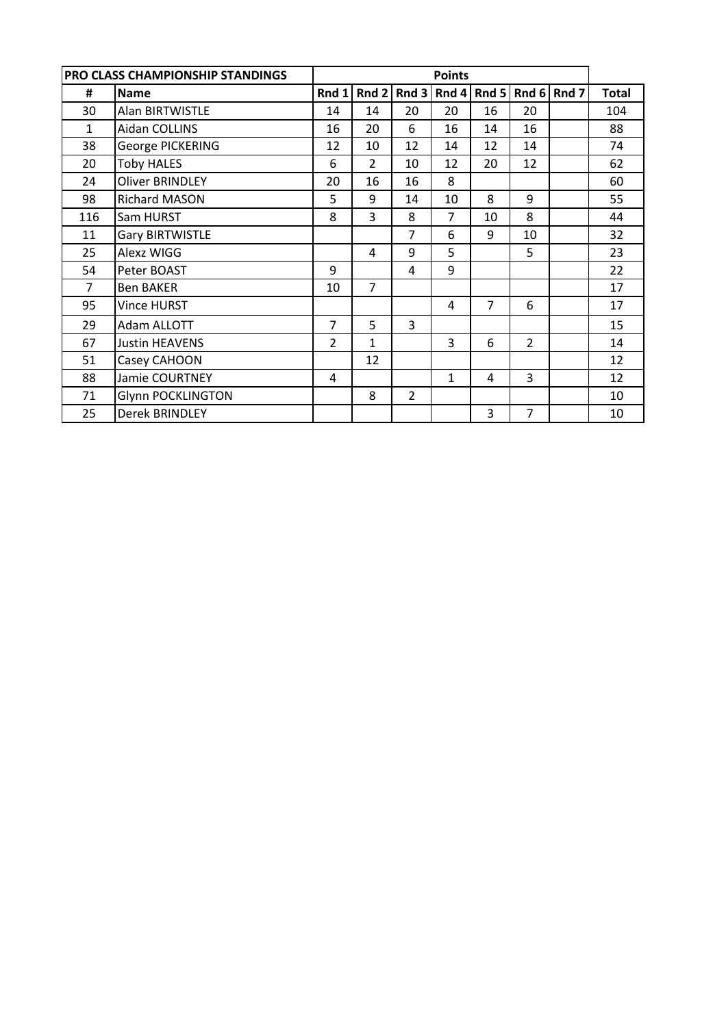| PRO CLASS CHAMPIONSHIP STANDINGS | | Points | | | | | | | |
|---|---|---|---|---|---|---|---|---|---|
| # | Name | Rnd 1 | Rnd 2 | Rnd 3 | Rnd 4 | Rnd 5 | Rnd 6 | Rnd 7 | Total |
| 30 | Alan BIRTWISTLE | 14 | 14 | 20 | 20 | 16 | 20 | | 104 |
| 1 | Aidan COLLINS | 16 | 20 | 6 | 16 | 14 | 16 | | 88 |
| 38 | George PICKERING | 12 | 10 | 12 | 14 | 12 | 14 | | 74 |
| 20 | Toby HALES | 6 | 2 | 10 | 12 | 20 | 12 | | 62 |
| 24 | Oliver BRINDLEY | 20 | 16 | 16 | 8 | | | | 60 |
| 98 | Richard MASON | 5 | 9 | 14 | 10 | 8 | 9 | | 55 |
| 116 | Sam HURST | 8 | 3 | 8 | 7 | 10 | 8 | | 44 |
| 11 | Gary BIRTWISTLE | | | 7 | 6 | 9 | 10 | | 32 |
| 25 | Alexz WIGG | | 4 | 9 | 5 | | 5 | | 23 |
| 54 | Peter BOAST | 9 | | 4 | 9 | | | | 22 |
| 7 | Ben BAKER | 10 | 7 | | | | | | 17 |
| 95 | Vince HURST | | | | 4 | 7 | 6 | | 17 |
| 29 | Adam ALLOTT | 7 | 5 | 3 | | | | | 15 |
| 67 | Justin HEAVENS | 2 | 1 | | 3 | 6 | 2 | | 14 |
| 51 | Casey CAHOON | | 12 | | | | | | 12 |
| 88 | Jamie COURTNEY | 4 | | | 1 | 4 | 3 | | 12 |
| 71 | Glynn POCKLINGTON | | 8 | 2 | | | | | 10 |
| 25 | Derek BRINDLEY | | | | | 3 | 7 | | 10 |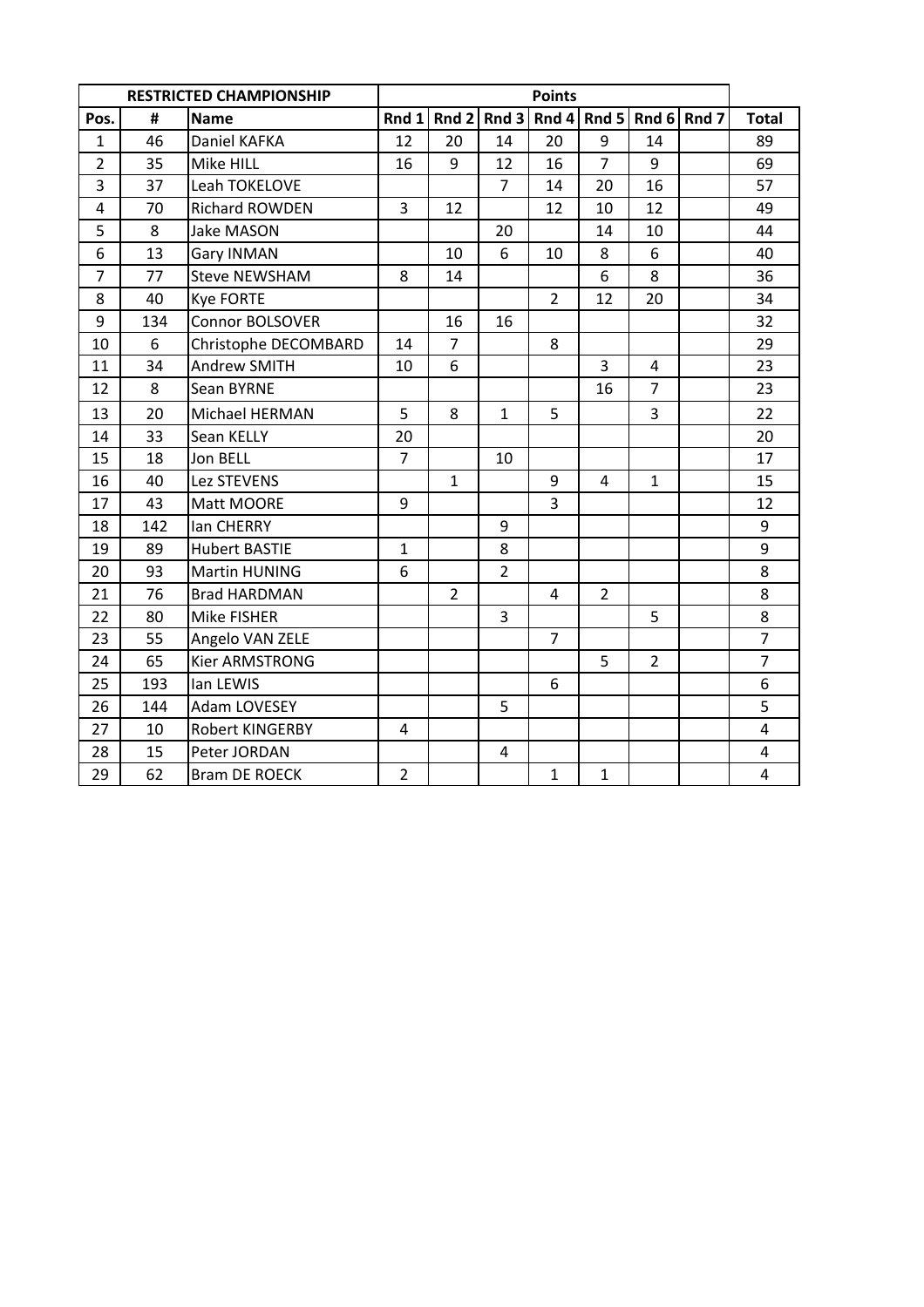| RESTRICTED CHAMPIONSHIP | | | Points | | | | | | | |
|---|---|---|---|---|---|---|---|---|---|---|
| Pos. | # | Name | Rnd 1 | Rnd 2 | Rnd 3 | Rnd 4 | Rnd 5 | Rnd 6 | Rnd 7 | Total |
| 1 | 46 | Daniel KAFKA | 12 | 20 | 14 | 20 | 9 | 14 | | 89 |
| 2 | 35 | Mike HILL | 16 | 9 | 12 | 16 | 7 | 9 | | 69 |
| 3 | 37 | Leah TOKELOVE | | | 7 | 14 | 20 | 16 | | 57 |
| 4 | 70 | Richard ROWDEN | 3 | 12 | | 12 | 10 | 12 | | 49 |
| 5 | 8 | Jake MASON | | | 20 | | 14 | 10 | | 44 |
| 6 | 13 | Gary INMAN | | 10 | 6 | 10 | 8 | 6 | | 40 |
| 7 | 77 | Steve NEWSHAM | 8 | 14 | | | 6 | 8 | | 36 |
| 8 | 40 | Kye FORTE | | | | 2 | 12 | 20 | | 34 |
| 9 | 134 | Connor BOLSOVER | | 16 | 16 | | | | | 32 |
| 10 | 6 | Christophe DECOMBARD | 14 | 7 | | 8 | | | | 29 |
| 11 | 34 | Andrew SMITH | 10 | 6 | | | 3 | 4 | | 23 |
| 12 | 8 | Sean BYRNE | | | | | 16 | 7 | | 23 |
| 13 | 20 | Michael HERMAN | 5 | 8 | 1 | 5 | | 3 | | 22 |
| 14 | 33 | Sean KELLY | 20 | | | | | | | 20 |
| 15 | 18 | Jon BELL | 7 | | 10 | | | | | 17 |
| 16 | 40 | Lez STEVENS | | 1 | | 9 | 4 | 1 | | 15 |
| 17 | 43 | Matt MOORE | 9 | | | 3 | | | | 12 |
| 18 | 142 | Ian CHERRY | | | 9 | | | | | 9 |
| 19 | 89 | Hubert BASTIE | 1 | | 8 | | | | | 9 |
| 20 | 93 | Martin HUNING | 6 | | 2 | | | | | 8 |
| 21 | 76 | Brad HARDMAN | | 2 | | 4 | 2 | | | 8 |
| 22 | 80 | Mike FISHER | | | 3 | | | 5 | | 8 |
| 23 | 55 | Angelo VAN ZELE | | | | 7 | | | | 7 |
| 24 | 65 | Kier ARMSTRONG | | | | | 5 | 2 | | 7 |
| 25 | 193 | Ian LEWIS | | | | 6 | | | | 6 |
| 26 | 144 | Adam LOVESEY | | | 5 | | | | | 5 |
| 27 | 10 | Robert KINGERBY | 4 | | | | | | | 4 |
| 28 | 15 | Peter JORDAN | | | 4 | | | | | 4 |
| 29 | 62 | Bram DE ROECK | 2 | | | 1 | 1 | | | 4 |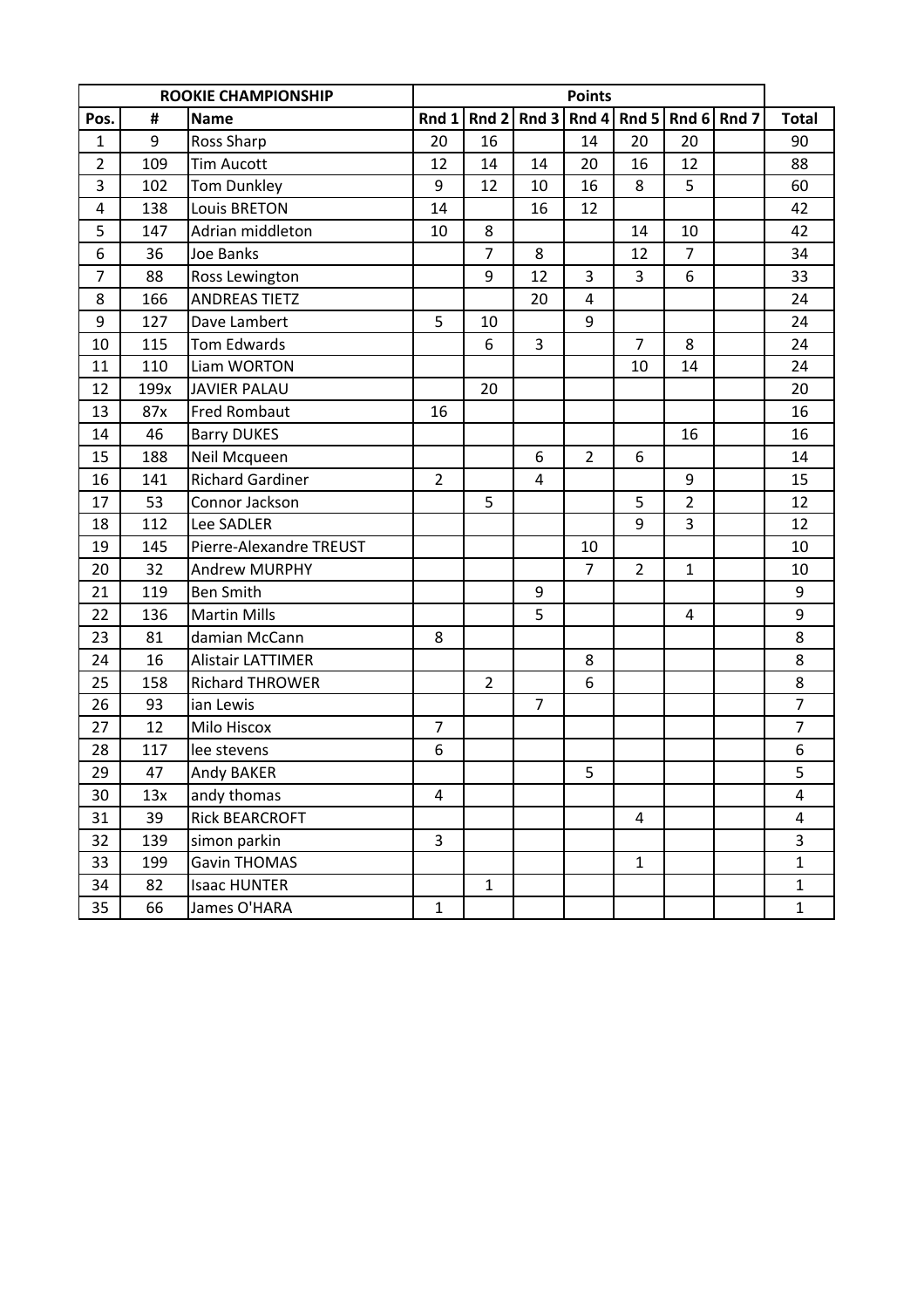| ROOKIE CHAMPIONSHIP | | | Points | | | | | | | |
|---|---|---|---|---|---|---|---|---|---|---|
| Pos. | # | Name | Rnd 1 | Rnd 2 | Rnd 3 | Rnd 4 | Rnd 5 | Rnd 6 | Rnd 7 | Total |
| 1 | 9 | Ross Sharp | 20 | 16 | | 14 | 20 | 20 | | 90 |
| 2 | 109 | Tim Aucott | 12 | 14 | 14 | 20 | 16 | 12 | | 88 |
| 3 | 102 | Tom Dunkley | 9 | 12 | 10 | 16 | 8 | 5 | | 60 |
| 4 | 138 | Louis BRETON | 14 | | 16 | 12 | | | | 42 |
| 5 | 147 | Adrian middleton | 10 | 8 | | | 14 | 10 | | 42 |
| 6 | 36 | Joe Banks | | 7 | 8 | | 12 | 7 | | 34 |
| 7 | 88 | Ross Lewington | | 9 | 12 | 3 | 3 | 6 | | 33 |
| 8 | 166 | ANDREAS TIETZ | | | 20 | 4 | | | | 24 |
| 9 | 127 | Dave Lambert | 5 | 10 | | 9 | | | | 24 |
| 10 | 115 | Tom Edwards | | 6 | 3 | | 7 | 8 | | 24 |
| 11 | 110 | Liam WORTON | | | | | 10 | 14 | | 24 |
| 12 | 199x | JAVIER PALAU | | 20 | | | | | | 20 |
| 13 | 87x | Fred Rombaut | 16 | | | | | | | 16 |
| 14 | 46 | Barry DUKES | | | | | | 16 | | 16 |
| 15 | 188 | Neil Mcqueen | | | 6 | 2 | 6 | | | 14 |
| 16 | 141 | Richard Gardiner | 2 | | 4 | | | 9 | | 15 |
| 17 | 53 | Connor Jackson | | 5 | | | 5 | 2 | | 12 |
| 18 | 112 | Lee SADLER | | | | | 9 | 3 | | 12 |
| 19 | 145 | Pierre-Alexandre TREUST | | | | 10 | | | | 10 |
| 20 | 32 | Andrew MURPHY | | | | 7 | 2 | 1 | | 10 |
| 21 | 119 | Ben Smith | | | 9 | | | | | 9 |
| 22 | 136 | Martin Mills | | | 5 | | | 4 | | 9 |
| 23 | 81 | damian McCann | 8 | | | | | | | 8 |
| 24 | 16 | Alistair LATTIMER | | | | 8 | | | | 8 |
| 25 | 158 | Richard THROWER | | 2 | | 6 | | | | 8 |
| 26 | 93 | ian Lewis | | | 7 | | | | | 7 |
| 27 | 12 | Milo Hiscox | 7 | | | | | | | 7 |
| 28 | 117 | lee stevens | 6 | | | | | | | 6 |
| 29 | 47 | Andy BAKER | | | | 5 | | | | 5 |
| 30 | 13x | andy thomas | 4 | | | | | | | 4 |
| 31 | 39 | Rick BEARCROFT | | | | | 4 | | | 4 |
| 32 | 139 | simon parkin | 3 | | | | | | | 3 |
| 33 | 199 | Gavin THOMAS | | | | | 1 | | | 1 |
| 34 | 82 | Isaac HUNTER | | 1 | | | | | | 1 |
| 35 | 66 | James O'HARA | 1 | | | | | | | 1 |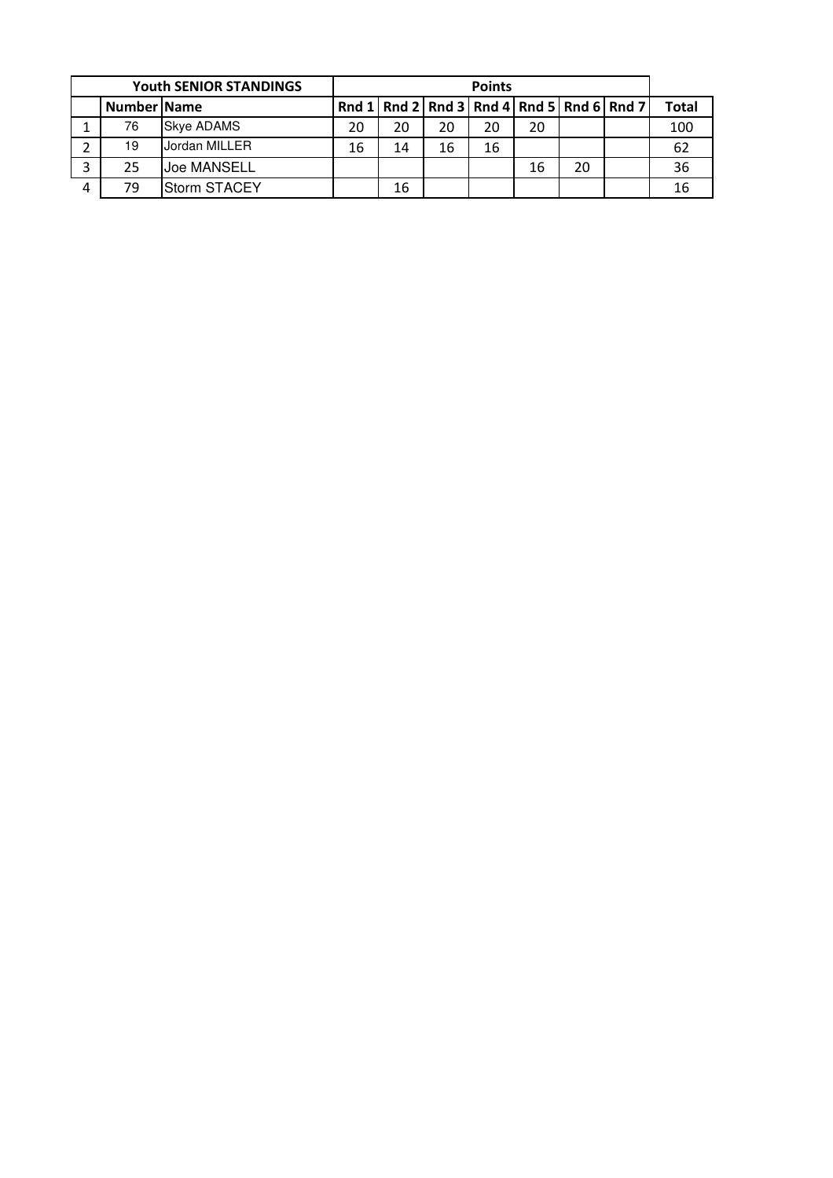| | Youth SENIOR STANDINGS | | Points | | | | | | | |
|---|---|---|---|---|---|---|---|---|---|---|
| | Number | Name | Rnd 1 | Rnd 2 | Rnd 3 | Rnd 4 | Rnd 5 | Rnd 6 | Rnd 7 | Total |
| 1 | 76 | Skye ADAMS | 20 | 20 | 20 | 20 | 20 | | | 100 |
| 2 | 19 | Jordan MILLER | 16 | 14 | 16 | 16 | | | | 62 |
| 3 | 25 | Joe MANSELL | | | | | 16 | 20 | | 36 |
| 4 | 79 | Storm STACEY | | 16 | | | | | | 16 |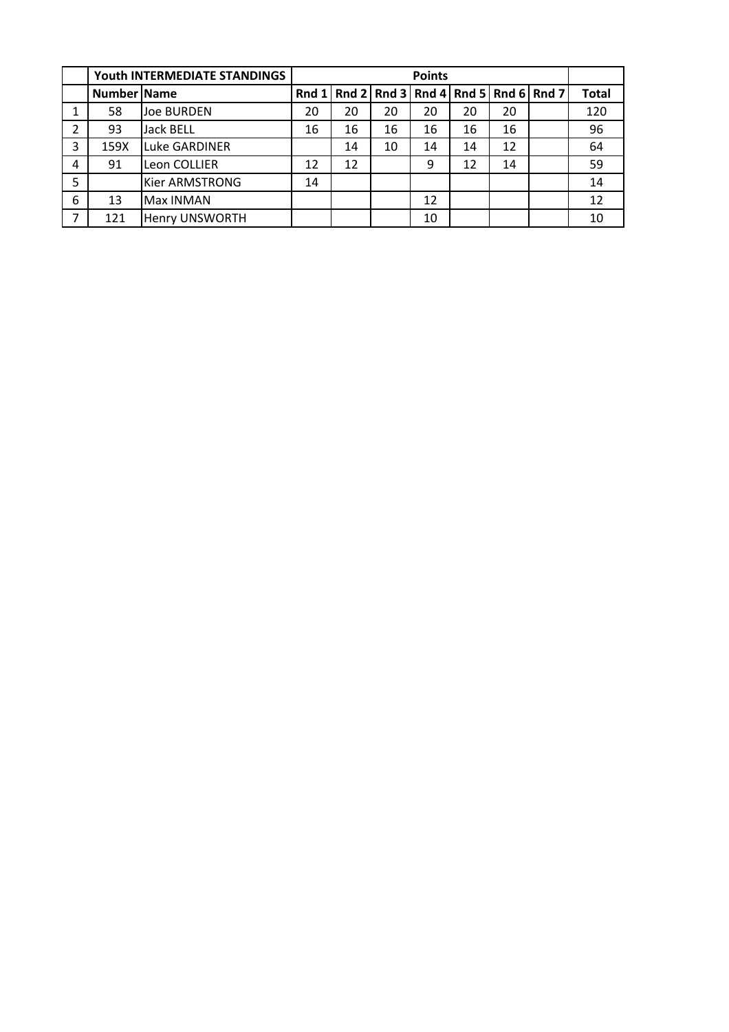| | Youth INTERMEDIATE STANDINGS | | Points | | | | | | | |
|---|---|---|---|---|---|---|---|---|---|---|
| | Number | Name | Rnd 1 | Rnd 2 | Rnd 3 | Rnd 4 | Rnd 5 | Rnd 6 | Rnd 7 | Total |
| 1 | 58 | Joe BURDEN | 20 | 20 | 20 | 20 | 20 | 20 | | 120 |
| 2 | 93 | Jack BELL | 16 | 16 | 16 | 16 | 16 | 16 | | 96 |
| 3 | 159X | Luke GARDINER | | 14 | 10 | 14 | 14 | 12 | | 64 |
| 4 | 91 | Leon COLLIER | 12 | 12 | | 9 | 12 | 14 | | 59 |
| 5 | | Kier ARMSTRONG | 14 | | | | | | | 14 |
| 6 | 13 | Max INMAN | | | | 12 | | | | 12 |
| 7 | 121 | Henry UNSWORTH | | | | 10 | | | | 10 |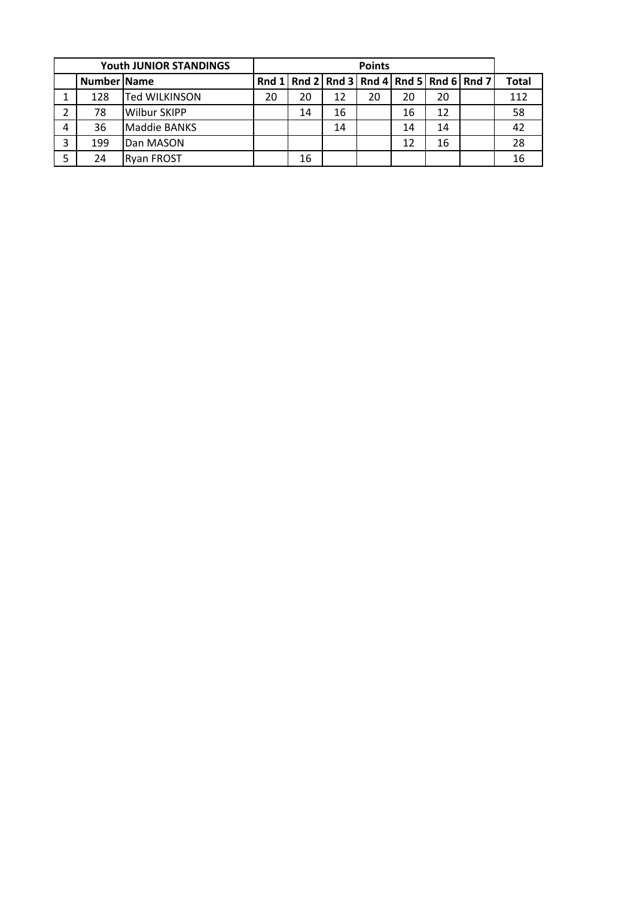| Youth JUNIOR STANDINGS | | | Points | | | | | | | |
|---|---|---|---|---|---|---|---|---|---|---|
| | Number | Name | Rnd 1 | Rnd 2 | Rnd 3 | Rnd 4 | Rnd 5 | Rnd 6 | Rnd 7 | Total |
| 1 | 128 | Ted WILKINSON | 20 | 20 | 12 | 20 | 20 | 20 | | 112 |
| 2 | 78 | Wilbur SKIPP | | 14 | 16 | | 16 | 12 | | 58 |
| 4 | 36 | Maddie BANKS | | | 14 | | 14 | 14 | | 42 |
| 3 | 199 | Dan MASON | | | | | 12 | 16 | | 28 |
| 5 | 24 | Ryan FROST | | 16 | | | | | | 16 |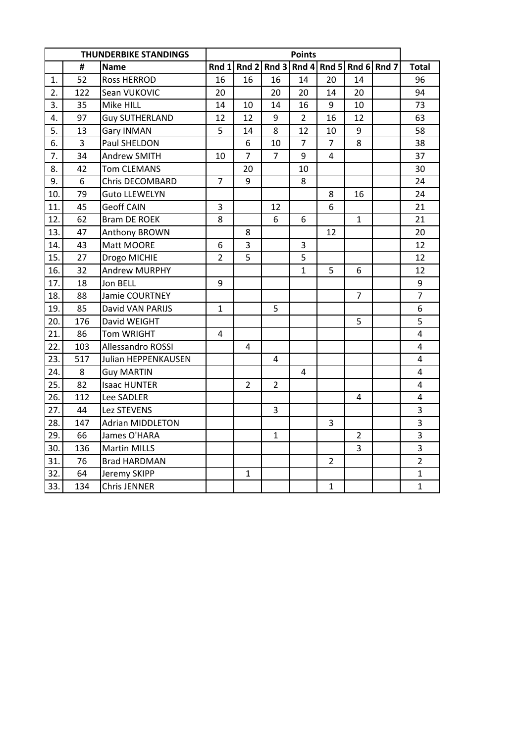| THUNDERBIKE STANDINGS | | | Points | | | | | | | |
|---|---|---|---|---|---|---|---|---|---|---|
| | # | Name | Rnd 1 | Rnd 2 | Rnd 3 | Rnd 4 | Rnd 5 | Rnd 6 | Rnd 7 | Total |
| 1. | 52 | Ross HERROD | 16 | 16 | 16 | 14 | 20 | 14 | | 96 |
| 2. | 122 | Sean VUKOVIC | 20 | | 20 | 20 | 14 | 20 | | 94 |
| 3. | 35 | Mike HILL | 14 | 10 | 14 | 16 | 9 | 10 | | 73 |
| 4. | 97 | Guy SUTHERLAND | 12 | 12 | 9 | 2 | 16 | 12 | | 63 |
| 5. | 13 | Gary INMAN | 5 | 14 | 8 | 12 | 10 | 9 | | 58 |
| 6. | 3 | Paul SHELDON | | 6 | 10 | 7 | 7 | 8 | | 38 |
| 7. | 34 | Andrew SMITH | 10 | 7 | 7 | 9 | 4 | | | 37 |
| 8. | 42 | Tom CLEMANS | | 20 | | 10 | | | | 30 |
| 9. | 6 | Chris DECOMBARD | 7 | 9 | | 8 | | | | 24 |
| 10. | 79 | Guto LLEWELYN | | | | | 8 | 16 | | 24 |
| 11. | 45 | Geoff CAIN | 3 | | 12 | | 6 | | | 21 |
| 12. | 62 | Bram DE ROEK | 8 | | 6 | 6 | | 1 | | 21 |
| 13. | 47 | Anthony BROWN | | 8 | | | 12 | | | 20 |
| 14. | 43 | Matt MOORE | 6 | 3 | | 3 | | | | 12 |
| 15. | 27 | Drogo MICHIE | 2 | 5 | | 5 | | | | 12 |
| 16. | 32 | Andrew MURPHY | | | | 1 | 5 | 6 | | 12 |
| 17. | 18 | Jon BELL | 9 | | | | | | | 9 |
| 18. | 88 | Jamie COURTNEY | | | | | | 7 | | 7 |
| 19. | 85 | David VAN PARIJS | 1 | | 5 | | | | | 6 |
| 20. | 176 | David WEIGHT | | | | | | 5 | | 5 |
| 21. | 86 | Tom WRIGHT | 4 | | | | | | | 4 |
| 22. | 103 | Allessandro ROSSI | | 4 | | | | | | 4 |
| 23. | 517 | Julian HEPPENKAUSEN | | | 4 | | | | | 4 |
| 24. | 8 | Guy MARTIN | | | | 4 | | | | 4 |
| 25. | 82 | Isaac HUNTER | | 2 | 2 | | | | | 4 |
| 26. | 112 | Lee SADLER | | | | | | 4 | | 4 |
| 27. | 44 | Lez STEVENS | | | 3 | | | | | 3 |
| 28. | 147 | Adrian MIDDLETON | | | | | 3 | | | 3 |
| 29. | 66 | James O'HARA | | | 1 | | | 2 | | 3 |
| 30. | 136 | Martin MILLS | | | | | | 3 | | 3 |
| 31. | 76 | Brad HARDMAN | | | | | 2 | | | 2 |
| 32. | 64 | Jeremy SKIPP | | 1 | | | | | | 1 |
| 33. | 134 | Chris JENNER | | | | | 1 | | | 1 |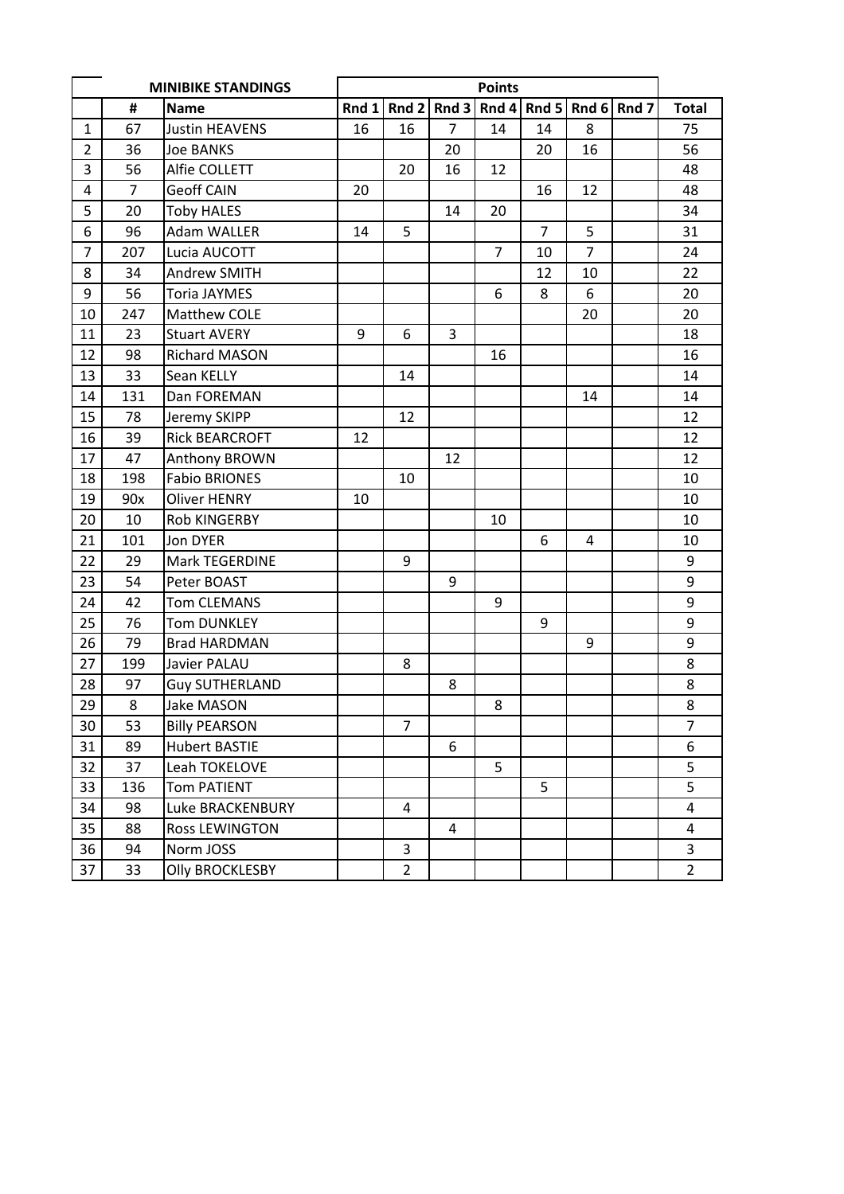| | MINIBIKE STANDINGS | | Points | | | | | | | |
|---|---|---|---|---|---|---|---|---|---|---|
| | # | Name | Rnd 1 | Rnd 2 | Rnd 3 | Rnd 4 | Rnd 5 | Rnd 6 | Rnd 7 | Total |
| 1 | 67 | Justin HEAVENS | 16 | 16 | 7 | 14 | 14 | 8 | | 75 |
| 2 | 36 | Joe BANKS | | | 20 | | 20 | 16 | | 56 |
| 3 | 56 | Alfie COLLETT | | 20 | 16 | 12 | | | | 48 |
| 4 | 7 | Geoff CAIN | 20 | | | | 16 | 12 | | 48 |
| 5 | 20 | Toby HALES | | | 14 | 20 | | | | 34 |
| 6 | 96 | Adam WALLER | 14 | 5 | | | 7 | 5 | | 31 |
| 7 | 207 | Lucia AUCOTT | | | | 7 | 10 | 7 | | 24 |
| 8 | 34 | Andrew SMITH | | | | | 12 | 10 | | 22 |
| 9 | 56 | Toria JAYMES | | | | 6 | 8 | 6 | | 20 |
| 10 | 247 | Matthew COLE | | | | | | 20 | | 20 |
| 11 | 23 | Stuart AVERY | 9 | 6 | 3 | | | | | 18 |
| 12 | 98 | Richard MASON | | | | 16 | | | | 16 |
| 13 | 33 | Sean KELLY | | 14 | | | | | | 14 |
| 14 | 131 | Dan FOREMAN | | | | | | 14 | | 14 |
| 15 | 78 | Jeremy SKIPP | | 12 | | | | | | 12 |
| 16 | 39 | Rick BEARCROFT | 12 | | | | | | | 12 |
| 17 | 47 | Anthony BROWN | | | 12 | | | | | 12 |
| 18 | 198 | Fabio BRIONES | | 10 | | | | | | 10 |
| 19 | 90x | Oliver HENRY | 10 | | | | | | | 10 |
| 20 | 10 | Rob KINGERBY | | | | 10 | | | | 10 |
| 21 | 101 | Jon DYER | | | | | 6 | 4 | | 10 |
| 22 | 29 | Mark TEGERDINE | | 9 | | | | | | 9 |
| 23 | 54 | Peter BOAST | | | 9 | | | | | 9 |
| 24 | 42 | Tom CLEMANS | | | | 9 | | | | 9 |
| 25 | 76 | Tom DUNKLEY | | | | | 9 | | | 9 |
| 26 | 79 | Brad HARDMAN | | | | | | 9 | | 9 |
| 27 | 199 | Javier PALAU | | 8 | | | | | | 8 |
| 28 | 97 | Guy SUTHERLAND | | | 8 | | | | | 8 |
| 29 | 8 | Jake MASON | | | | 8 | | | | 8 |
| 30 | 53 | Billy PEARSON | | 7 | | | | | | 7 |
| 31 | 89 | Hubert BASTIE | | | 6 | | | | | 6 |
| 32 | 37 | Leah TOKELOVE | | | | 5 | | | | 5 |
| 33 | 136 | Tom PATIENT | | | | | 5 | | | 5 |
| 34 | 98 | Luke BRACKENBURY | | 4 | | | | | | 4 |
| 35 | 88 | Ross LEWINGTON | | | 4 | | | | | 4 |
| 36 | 94 | Norm JOSS | | 3 | | | | | | 3 |
| 37 | 33 | Olly BROCKLESBY | | 2 | | | | | | 2 |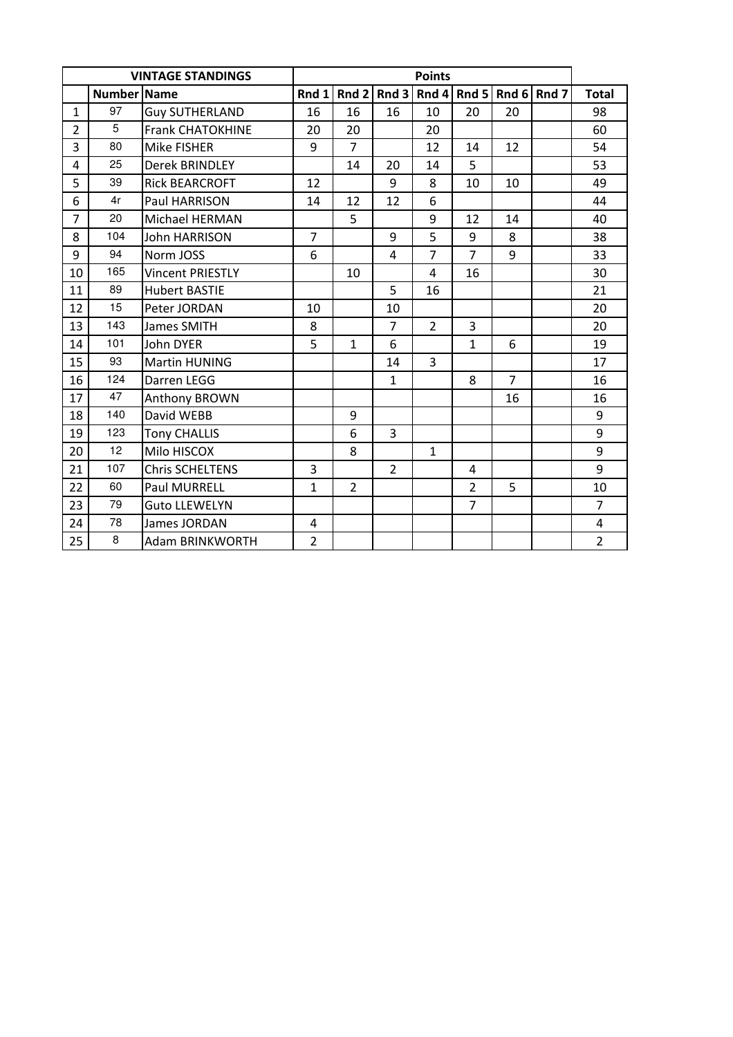| VINTAGE STANDINGS | | | Points | | | | | | | |
|---|---|---|---|---|---|---|---|---|---|---|
| | Number | Name | Rnd 1 | Rnd 2 | Rnd 3 | Rnd 4 | Rnd 5 | Rnd 6 | Rnd 7 | Total |
| 1 | 97 | Guy SUTHERLAND | 16 | 16 | 16 | 10 | 20 | 20 | | 98 |
| 2 | 5 | Frank CHATOKHINE | 20 | 20 | | 20 | | | | 60 |
| 3 | 80 | Mike FISHER | 9 | 7 | | 12 | 14 | 12 | | 54 |
| 4 | 25 | Derek BRINDLEY | | 14 | 20 | 14 | 5 | | | 53 |
| 5 | 39 | Rick BEARCROFT | 12 | | 9 | 8 | 10 | 10 | | 49 |
| 6 | 4r | Paul HARRISON | 14 | 12 | 12 | 6 | | | | 44 |
| 7 | 20 | Michael HERMAN | | 5 | | 9 | 12 | 14 | | 40 |
| 8 | 104 | John HARRISON | 7 | | 9 | 5 | 9 | 8 | | 38 |
| 9 | 94 | Norm JOSS | 6 | | 4 | 7 | 7 | 9 | | 33 |
| 10 | 165 | Vincent PRIESTLY | | 10 | | 4 | 16 | | | 30 |
| 11 | 89 | Hubert BASTIE | | | 5 | 16 | | | | 21 |
| 12 | 15 | Peter JORDAN | 10 | | 10 | | | | | 20 |
| 13 | 143 | James SMITH | 8 | | 7 | 2 | 3 | | | 20 |
| 14 | 101 | John DYER | 5 | 1 | 6 | | 1 | 6 | | 19 |
| 15 | 93 | Martin HUNING | | | 14 | 3 | | | | 17 |
| 16 | 124 | Darren LEGG | | | 1 | | 8 | 7 | | 16 |
| 17 | 47 | Anthony BROWN | | | | | | 16 | | 16 |
| 18 | 140 | David WEBB | | 9 | | | | | | 9 |
| 19 | 123 | Tony CHALLIS | | 6 | 3 | | | | | 9 |
| 20 | 12 | Milo HISCOX | | 8 | | 1 | | | | 9 |
| 21 | 107 | Chris SCHELTENS | 3 | | 2 | | 4 | | | 9 |
| 22 | 60 | Paul MURRELL | 1 | 2 | | | 2 | 5 | | 10 |
| 23 | 79 | Guto LLEWELYN | | | | | 7 | | | 7 |
| 24 | 78 | James JORDAN | 4 | | | | | | | 4 |
| 25 | 8 | Adam BRINKWORTH | 2 | | | | | | | 2 |